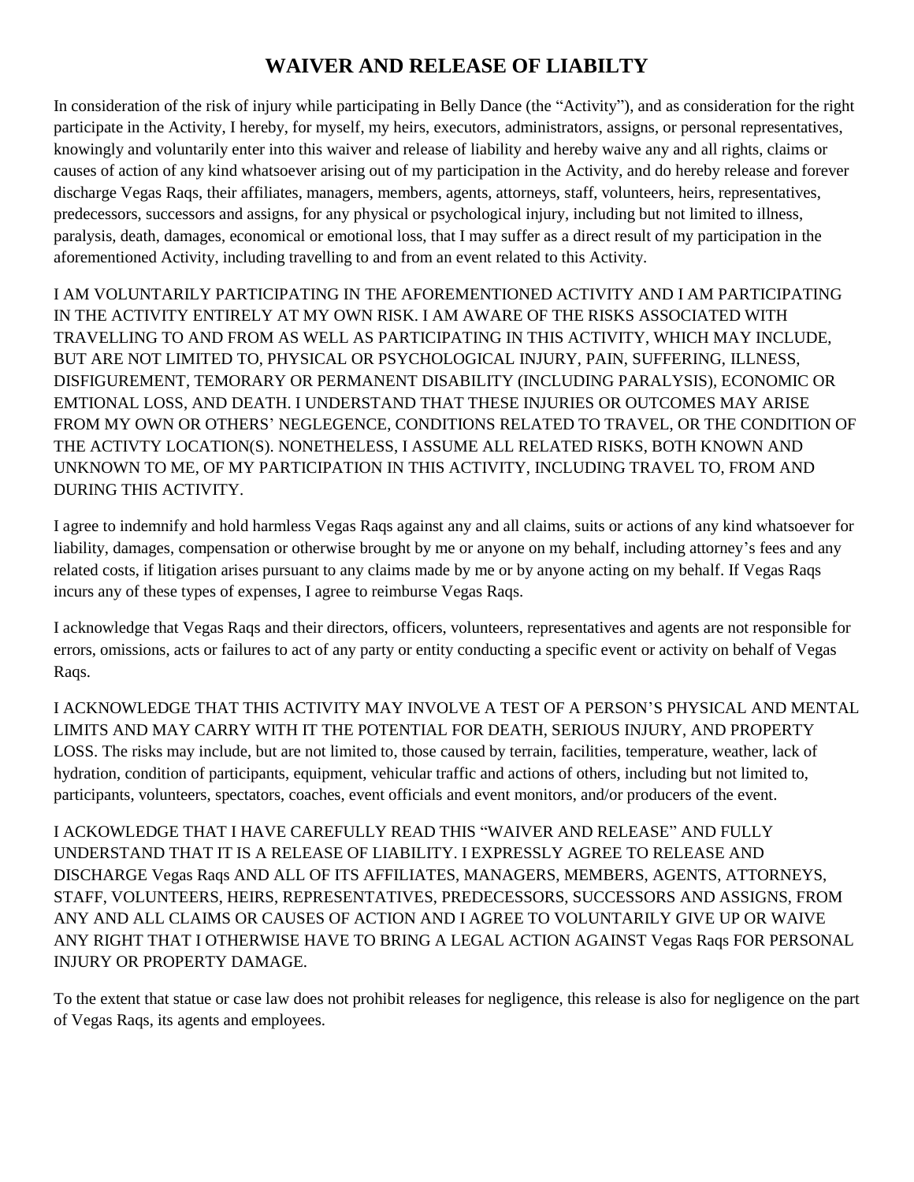# WAIVER AND RELEASE OF LIABILTY

In consideration of the risk of injury while participating in Belly Dance (the "Activity"), and as consideration for the right participate in the Activity, I hereby, for myself, my heirs, executors, administrators, assigns, or personal representatives, knowingly and voluntarily enter into this waiver and release of liability and hereby waive any and all rights, claims or causes of action of any kind whatsoever arising out of my participation in the Activity, and do hereby release and forever discharge Vegas Raqs, their affiliates, managers, members, agents, attorneys, staff, volunteers, heirs, representatives, predecessors, successors and assigns, for any physical or psychological injury, including but not limited to illness, paralysis, death, damages, economical or emotional loss, that I may suffer as a direct result of my participation in the aforementioned Activity, including travelling to and from an event related to this Activity.

I AM VOLUNTARILY PARTICIPATING IN THE AFOREMENTIONED ACTIVITY AND I AM PARTICIPATING IN THE ACTIVITY ENTIRELY AT MY OWN RISK. I AM AWARE OF THE RISKS ASSOCIATED WITH TRAVELLING TO AND FROM AS WELL AS PARTICIPATING IN THIS ACTIVITY, WHICH MAY INCLUDE, BUT ARE NOT LIMITED TO, PHYSICAL OR PSYCHOLOGICAL INJURY, PAIN, SUFFERING, ILLNESS, DISFIGUREMENT, TEMORARY OR PERMANENT DISABILITY (INCLUDING PARALYSIS), ECONOMIC OR EMTIONAL LOSS, AND DEATH. I UNDERSTAND THAT THESE INJURIES OR OUTCOMES MAY ARISE FROM MY OWN OR OTHERS' NEGLEGENCE, CONDITIONS RELATED TO TRAVEL, OR THE CONDITION OF THE ACTIVTY LOCATION(S). NONETHELESS, I ASSUME ALL RELATED RISKS, BOTH KNOWN AND UNKNOWN TO ME, OF MY PARTICIPATION IN THIS ACTIVITY, INCLUDING TRAVEL TO, FROM AND DURING THIS ACTIVITY.

I agree to indemnify and hold harmless Vegas Raqs against any and all claims, suits or actions of any kind whatsoever for liability, damages, compensation or otherwise brought by me or anyone on my behalf, including attorney's fees and any related costs, if litigation arises pursuant to any claims made by me or by anyone acting on my behalf. If Vegas Raqs incurs any of these types of expenses, I agree to reimburse Vegas Raqs.

I acknowledge that Vegas Raqs and their directors, officers, volunteers, representatives and agents are not responsible for errors, omissions, acts or failures to act of any party or entity conducting a specific event or activity on behalf of Vegas Raqs.

I ACKNOWLEDGE THAT THIS ACTIVITY MAY INVOLVE A TEST OF A PERSON'S PHYSICAL AND MENTAL LIMITS AND MAY CARRY WITH IT THE POTENTIAL FOR DEATH, SERIOUS INJURY, AND PROPERTY LOSS. The risks may include, but are not limited to, those caused by terrain, facilities, temperature, weather, lack of hydration, condition of participants, equipment, vehicular traffic and actions of others, including but not limited to, participants, volunteers, spectators, coaches, event officials and event monitors, and/or producers of the event.

I ACKOWLEDGE THAT I HAVE CAREFULLY READ THIS "WAIVER AND RELEASE" AND FULLY UNDERSTAND THAT IT IS A RELEASE OF LIABILITY. I EXPRESSLY AGREE TO RELEASE AND DISCHARGE Vegas Raqs AND ALL OF ITS AFFILIATES, MANAGERS, MEMBERS, AGENTS, ATTORNEYS, STAFF, VOLUNTEERS, HEIRS, REPRESENTATIVES, PREDECESSORS, SUCCESSORS AND ASSIGNS, FROM ANY AND ALL CLAIMS OR CAUSES OF ACTION AND I AGREE TO VOLUNTARILY GIVE UP OR WAIVE ANY RIGHT THAT I OTHERWISE HAVE TO BRING A LEGAL ACTION AGAINST Vegas Raqs FOR PERSONAL INJURY OR PROPERTY DAMAGE.

To the extent that statue or case law does not prohibit releases for negligence, this release is also for negligence on the part of Vegas Raqs, its agents and employees.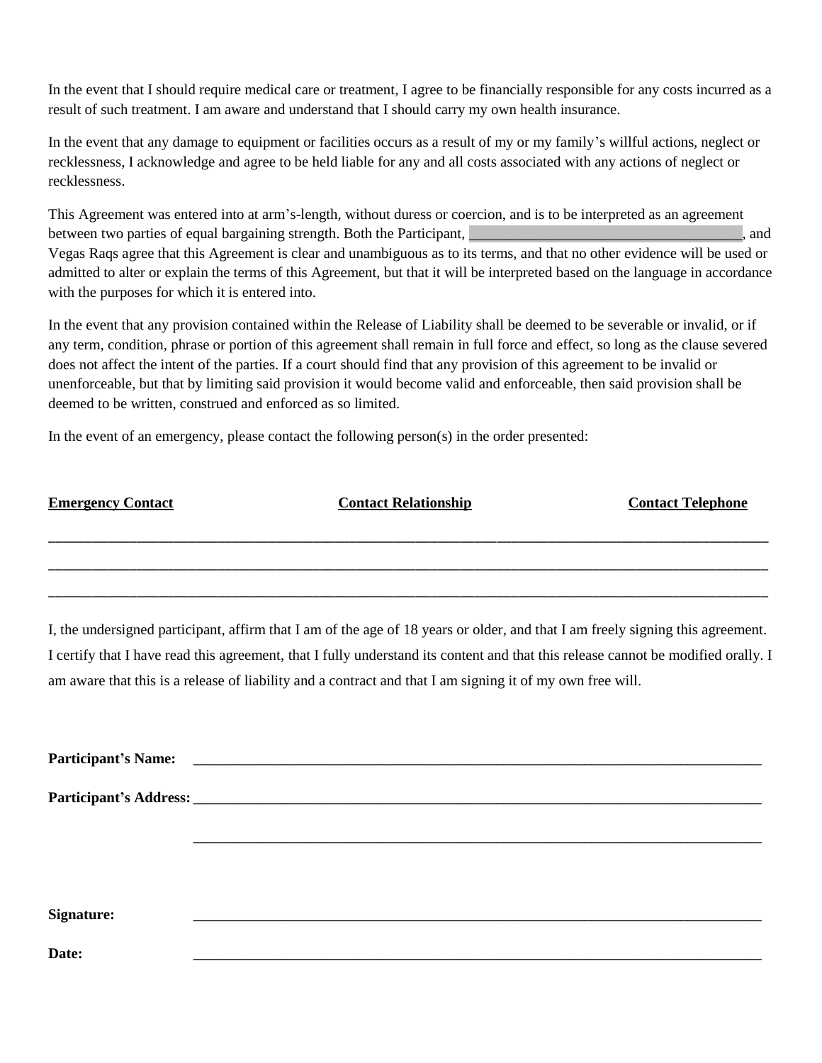In the event that I should require medical care or treatment, I agree to be financially responsible for any costs incurred as a result of such treatment. I am aware and understand that I should carry my own health insurance.

In the event that any damage to equipment or facilities occurs as a result of my or my family's willful actions, neglect or recklessness, I acknowledge and agree to be held liable for any and all costs associated with any actions of neglect or recklessness.

This Agreement was entered into at arm's-length, without duress or coercion, and is to be interpreted as an agreement between two parties of equal bargaining strength. Both the Participant, ____________________________________, and Vegas Raqs agree that this Agreement is clear and unambiguous as to its terms, and that no other evidence will be used or admitted to alter or explain the terms of this Agreement, but that it will be interpreted based on the language in accordance with the purposes for which it is entered into.

In the event that any provision contained within the Release of Liability shall be deemed to be severable or invalid, or if any term, condition, phrase or portion of this agreement shall remain in full force and effect, so long as the clause severed does not affect the intent of the parties. If a court should find that any provision of this agreement to be invalid or unenforceable, but that by limiting said provision it would become valid and enforceable, then said provision shall be deemed to be written, construed and enforced as so limited.

In the event of an emergency, please contact the following person(s) in the order presented:

| **Emergency Contact** | **Contact Relationship** | **Contact Telephone** |
|---|---|---|
| | | |
| | | |
| | | |

I, the undersigned participant, affirm that I am of the age of 18 years or older, and that I am freely signing this agreement. I certify that I have read this agreement, that I fully understand its content and that this release cannot be modified orally. I am aware that this is a release of liability and a contract and that I am signing it of my own free will.

**Participant's Name:** ______________________________________________

**Participant's Address:** ______________________________________________

______________________________________________

**Signature:** ______________________________________________

**Date:** ______________________________________________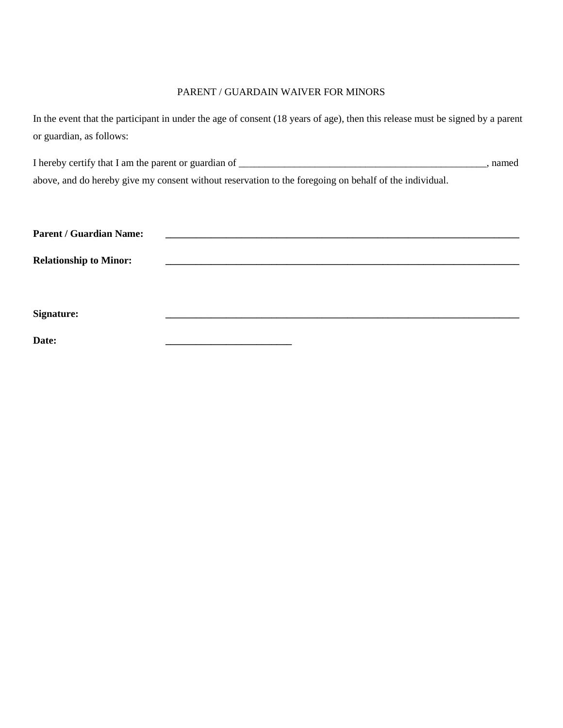PARENT / GUARDAIN WAIVER FOR MINORS

In the event that the participant in under the age of consent (18 years of age), then this release must be signed by a parent or guardian, as follows:

I hereby certify that I am the parent or guardian of __________________________________________________, named above, and do hereby give my consent without reservation to the foregoing on behalf of the individual.

**Parent / Guardian Name:** ________________________________________________________________________

**Relationship to Minor:** ________________________________________________________________________

**Signature:** ________________________________________________________________________

**Date:** _________________________